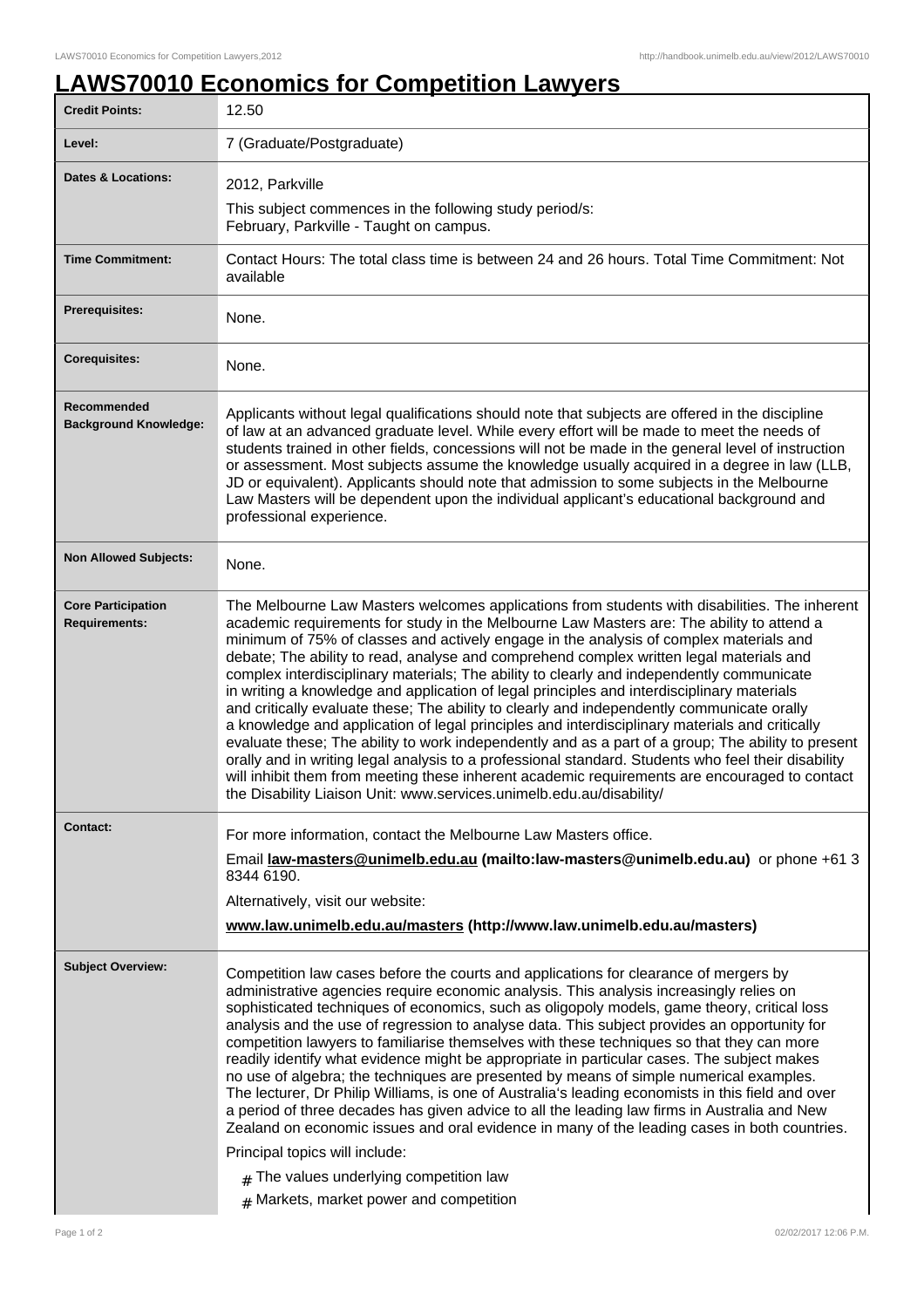# LAWS70010 Economics for Competition Lawyers

| | |
|---|---|
| **Credit Points:** | 12.50 |
| **Level:** | 7 (Graduate/Postgraduate) |
| **Dates & Locations:** | 2012, Parkville<br>This subject commences in the following study period/s:<br>February, Parkville - Taught on campus. |
| **Time Commitment:** | Contact Hours: The total class time is between 24 and 26 hours. Total Time Commitment: Not available |
| **Prerequisites:** | None. |
| **Corequisites:** | None. |
| **Recommended Background Knowledge:** | Applicants without legal qualifications should note that subjects are offered in the discipline of law at an advanced graduate level. While every effort will be made to meet the needs of students trained in other fields, concessions will not be made in the general level of instruction or assessment. Most subjects assume the knowledge usually acquired in a degree in law (LLB, JD or equivalent). Applicants should note that admission to some subjects in the Melbourne Law Masters will be dependent upon the individual applicant's educational background and professional experience. |
| **Non Allowed Subjects:** | None. |
| **Core Participation Requirements:** | The Melbourne Law Masters welcomes applications from students with disabilities. The inherent academic requirements for study in the Melbourne Law Masters are: The ability to attend a minimum of 75% of classes and actively engage in the analysis of complex materials and debate; The ability to read, analyse and comprehend complex written legal materials and complex interdisciplinary materials; The ability to clearly and independently communicate in writing a knowledge and application of legal principles and interdisciplinary materials and critically evaluate these; The ability to clearly and independently communicate orally a knowledge and application of legal principles and interdisciplinary materials and critically evaluate these; The ability to work independently and as a part of a group; The ability to present orally and in writing legal analysis to a professional standard. Students who feel their disability will inhibit them from meeting these inherent academic requirements are encouraged to contact the Disability Liaison Unit: www.services.unimelb.edu.au/disability/ |
| **Contact:** | For more information, contact the Melbourne Law Masters office.<br>Email **law-masters@unimelb.edu.au (mailto:law-masters@unimelb.edu.au)** or phone +61 3 8344 6190.<br>Alternatively, visit our website:<br>**www.law.unimelb.edu.au/masters (http://www.law.unimelb.edu.au/masters)** |
| **Subject Overview:** | Competition law cases before the courts and applications for clearance of mergers by administrative agencies require economic analysis. This analysis increasingly relies on sophisticated techniques of economics, such as oligopoly models, game theory, critical loss analysis and the use of regression to analyse data. This subject provides an opportunity for competition lawyers to familiarise themselves with these techniques so that they can more readily identify what evidence might be appropriate in particular cases. The subject makes no use of algebra; the techniques are presented by means of simple numerical examples. The lecturer, Dr Philip Williams, is one of Australia's leading economists in this field and over a period of three decades has given advice to all the leading law firms in Australia and New Zealand on economic issues and oral evidence in many of the leading cases in both countries.<br>Principal topics will include:<br># The values underlying competition law<br># Markets, market power and competition |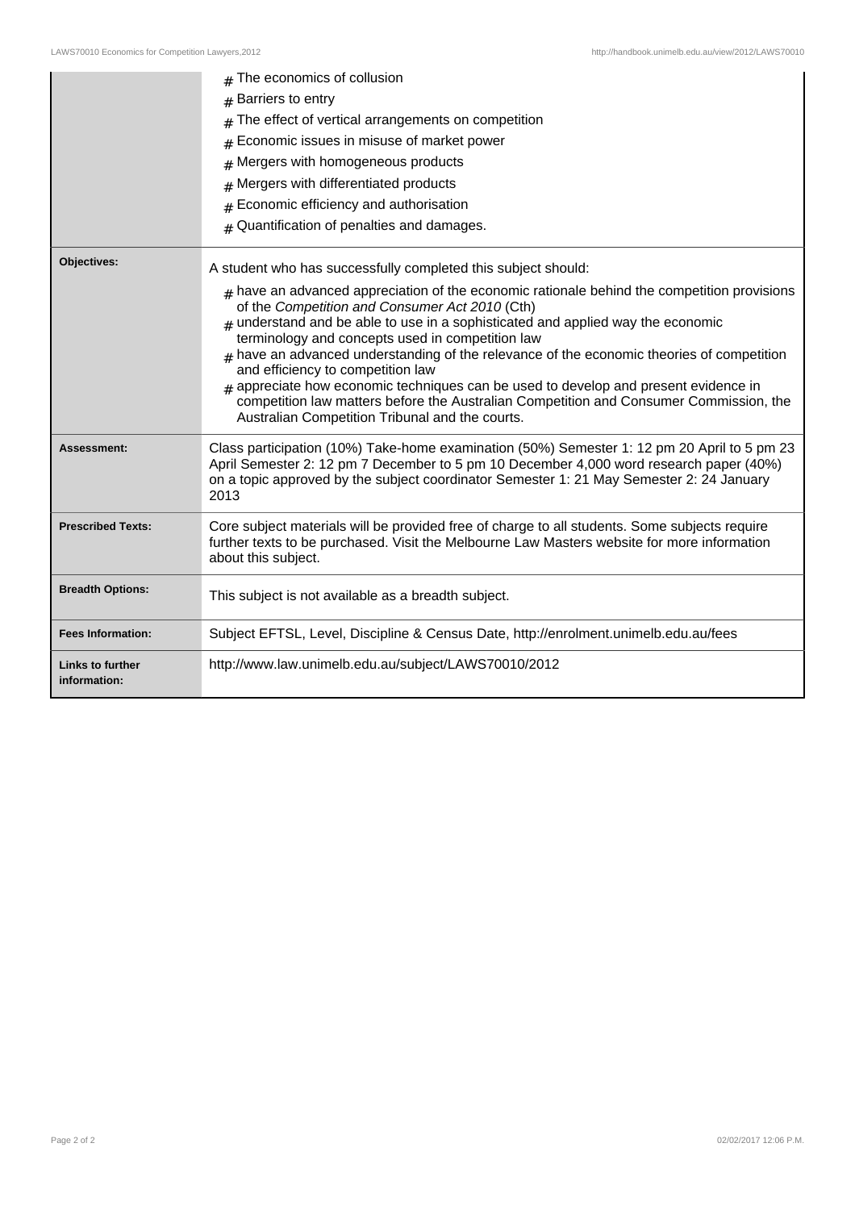| | |
|---|---|
| | # The economics of collusion<br># Barriers to entry<br># The effect of vertical arrangements on competition<br># Economic issues in misuse of market power<br># Mergers with homogeneous products<br># Mergers with differentiated products<br># Economic efficiency and authorisation<br># Quantification of penalties and damages. |
| **Objectives:** | A student who has successfully completed this subject should:<br># have an advanced appreciation of the economic rationale behind the competition provisions of the *Competition and Consumer Act 2010* (Cth)<br># understand and be able to use in a sophisticated and applied way the economic terminology and concepts used in competition law<br># have an advanced understanding of the relevance of the economic theories of competition and efficiency to competition law<br># appreciate how economic techniques can be used to develop and present evidence in competition law matters before the Australian Competition and Consumer Commission, the Australian Competition Tribunal and the courts. |
| **Assessment:** | Class participation (10%) Take-home examination (50%) Semester 1: 12 pm 20 April to 5 pm 23 April Semester 2: 12 pm 7 December to 5 pm 10 December 4,000 word research paper (40%) on a topic approved by the subject coordinator Semester 1: 21 May Semester 2: 24 January 2013 |
| **Prescribed Texts:** | Core subject materials will be provided free of charge to all students. Some subjects require further texts to be purchased. Visit the Melbourne Law Masters website for more information about this subject. |
| **Breadth Options:** | This subject is not available as a breadth subject. |
| **Fees Information:** | Subject EFTSL, Level, Discipline & Census Date, http://enrolment.unimelb.edu.au/fees |
| **Links to further information:** | http://www.law.unimelb.edu.au/subject/LAWS70010/2012 |